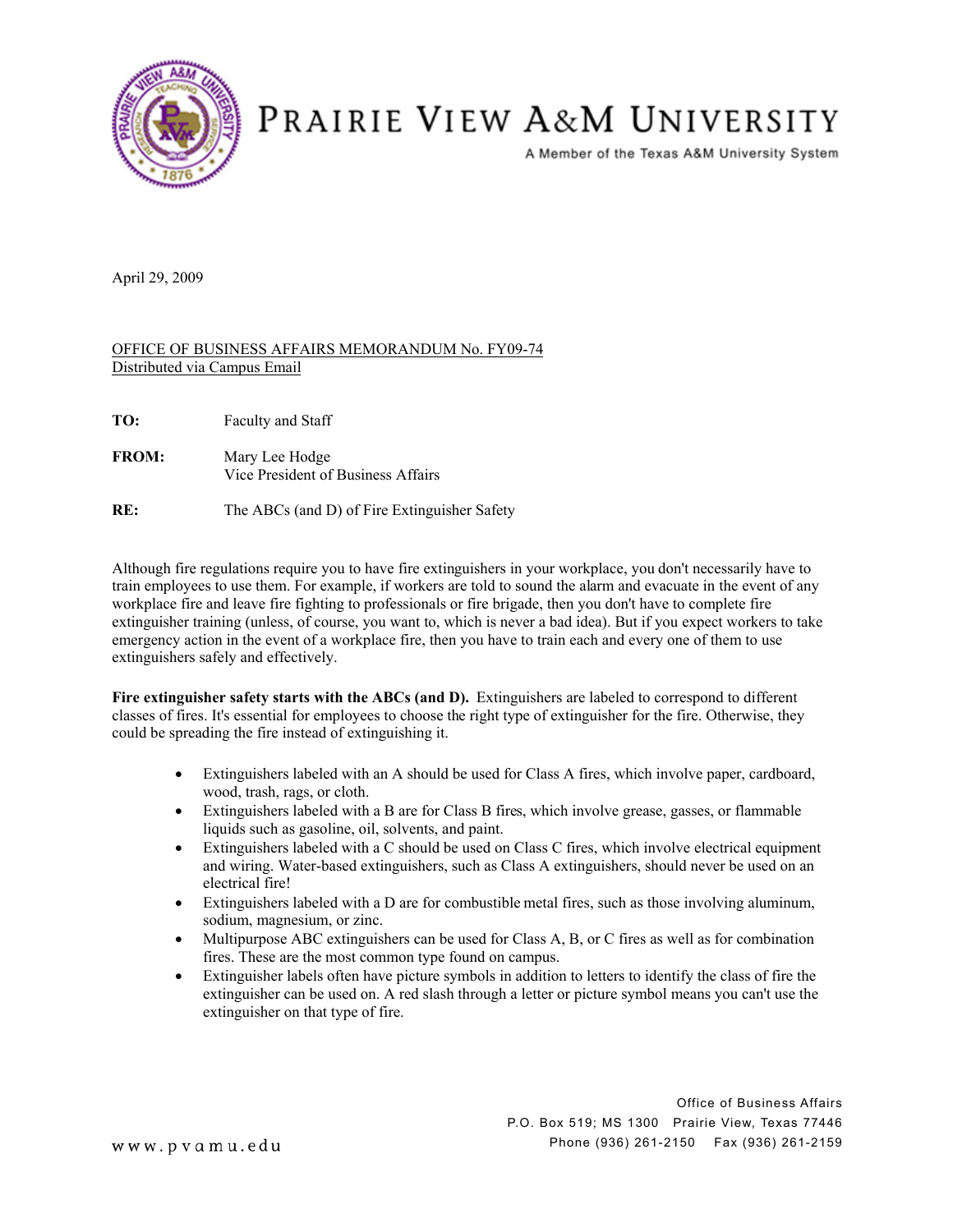# PRAIRIE VIEW A&M UNIVERSITY

A Member of the Texas A&M University System

April 29, 2009

OFFICE OF BUSINESS AFFAIRS MEMORANDUM No. FY09-74
Distributed via Campus Email

**TO:** Faculty and Staff

**FROM:** Mary Lee Hodge
Vice President of Business Affairs

**RE:** The ABCs (and D) of Fire Extinguisher Safety

Although fire regulations require you to have fire extinguishers in your workplace, you don't necessarily have to train employees to use them. For example, if workers are told to sound the alarm and evacuate in the event of any workplace fire and leave fire fighting to professionals or fire brigade, then you don't have to complete fire extinguisher training (unless, of course, you want to, which is never a bad idea). But if you expect workers to take emergency action in the event of a workplace fire, then you have to train each and every one of them to use extinguishers safely and effectively.

**Fire extinguisher safety starts with the ABCs (and D).** Extinguishers are labeled to correspond to different classes of fires. It's essential for employees to choose the right type of extinguisher for the fire. Otherwise, they could be spreading the fire instead of extinguishing it.

- Extinguishers labeled with an A should be used for Class A fires, which involve paper, cardboard, wood, trash, rags, or cloth.
- Extinguishers labeled with a B are for Class B fires, which involve grease, gasses, or flammable liquids such as gasoline, oil, solvents, and paint.
- Extinguishers labeled with a C should be used on Class C fires, which involve electrical equipment and wiring. Water-based extinguishers, such as Class A extinguishers, should never be used on an electrical fire!
- Extinguishers labeled with a D are for combustible metal fires, such as those involving aluminum, sodium, magnesium, or zinc.
- Multipurpose ABC extinguishers can be used for Class A, B, or C fires as well as for combination fires. These are the most common type found on campus.
- Extinguisher labels often have picture symbols in addition to letters to identify the class of fire the extinguisher can be used on. A red slash through a letter or picture symbol means you can't use the extinguisher on that type of fire.

Office of Business Affairs
P.O. Box 519; MS 1300 Prairie View, Texas 77446
Phone (936) 261-2150 Fax (936) 261-2159

www.pvamu.edu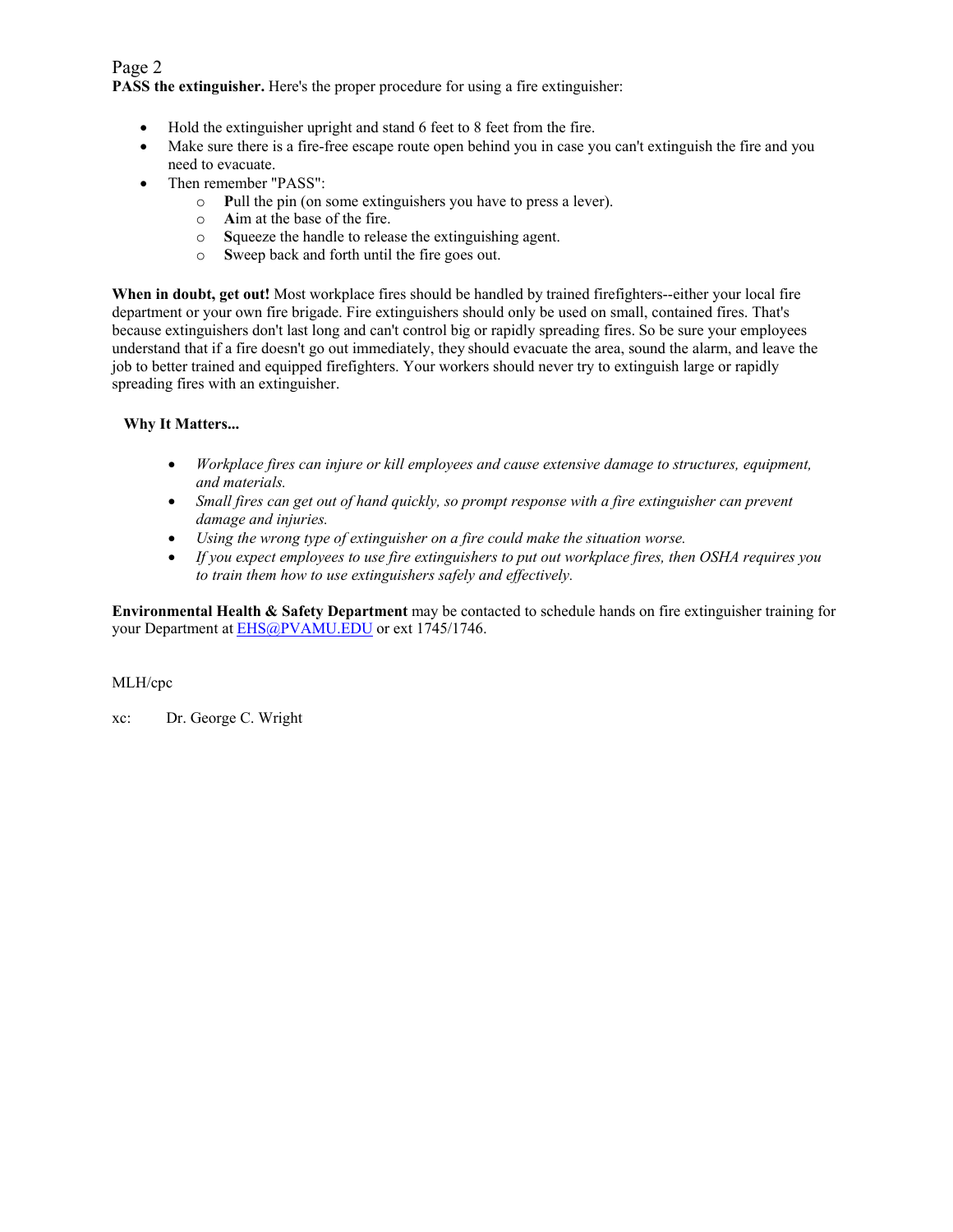**PASS the extinguisher.** Here's the proper procedure for using a fire extinguisher:

- Hold the extinguisher upright and stand 6 feet to 8 feet from the fire.
- Make sure there is a fire-free escape route open behind you in case you can't extinguish the fire and you need to evacuate.
- Then remember "PASS":
  - **P**ull the pin (on some extinguishers you have to press a lever).
  - **A**im at the base of the fire.
  - **S**queeze the handle to release the extinguishing agent.
  - **S**weep back and forth until the fire goes out.

**When in doubt, get out!** Most workplace fires should be handled by trained firefighters--either your local fire department or your own fire brigade. Fire extinguishers should only be used on small, contained fires. That's because extinguishers don't last long and can't control big or rapidly spreading fires. So be sure your employees understand that if a fire doesn't go out immediately, they should evacuate the area, sound the alarm, and leave the job to better trained and equipped firefighters. Your workers should never try to extinguish large or rapidly spreading fires with an extinguisher.

**Why It Matters...**

- *Workplace fires can injure or kill employees and cause extensive damage to structures, equipment, and materials.*
- *Small fires can get out of hand quickly, so prompt response with a fire extinguisher can prevent damage and injuries.*
- *Using the wrong type of extinguisher on a fire could make the situation worse.*
- *If you expect employees to use fire extinguishers to put out workplace fires, then OSHA requires you to train them how to use extinguishers safely and effectively.*

**Environmental Health & Safety Department** may be contacted to schedule hands on fire extinguisher training for your Department at EHS@PVAMU.EDU or ext 1745/1746.

MLH/cpc

xc: Dr. George C. Wright